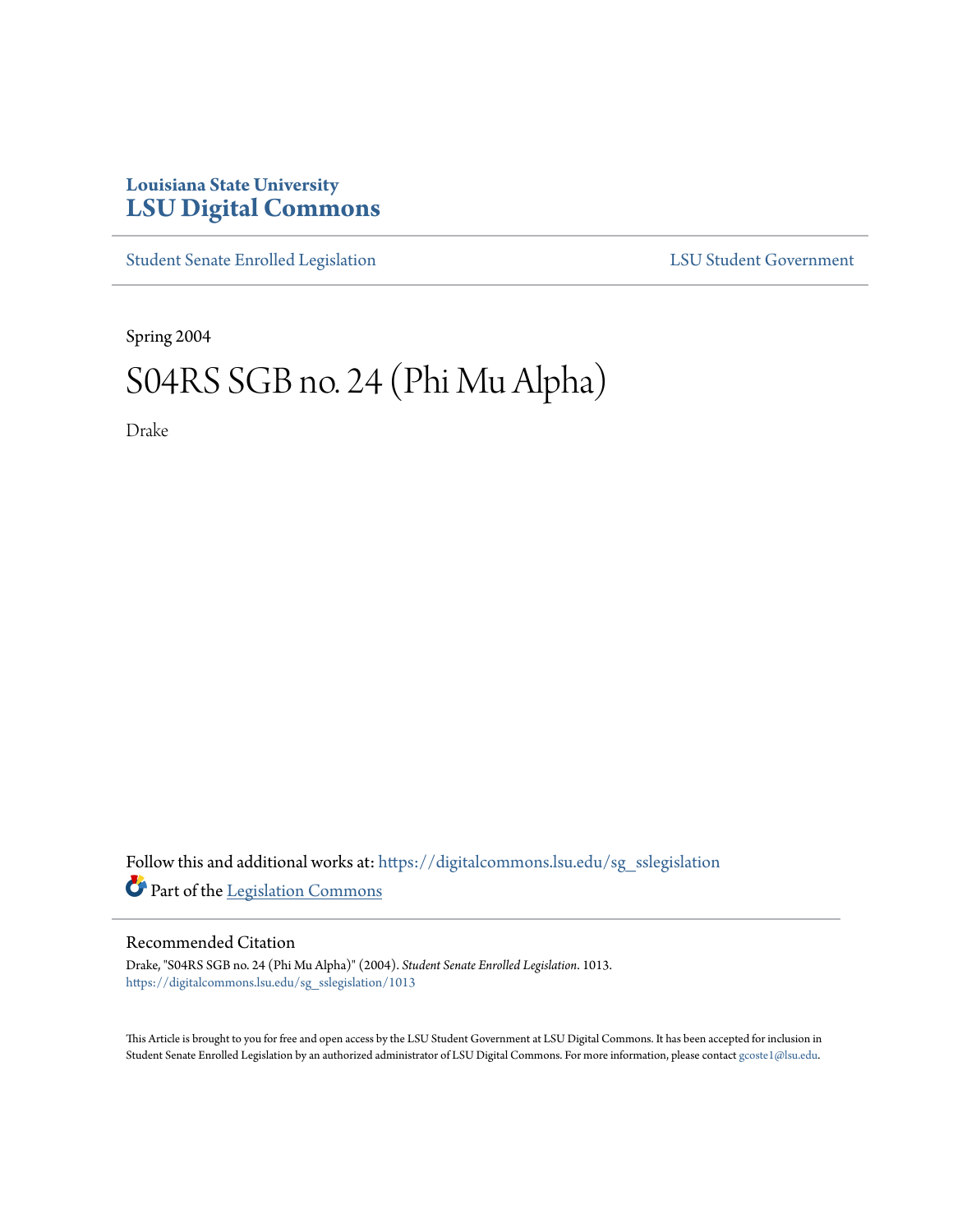Louisiana State University

# LSU Digital Commons

Student Senate Enrolled Legislation | LSU Student Government

Spring 2004

# S04RS SGB no. 24 (Phi Mu Alpha)

Drake

Follow this and additional works at: https://digitalcommons.lsu.edu/sg_sslegislation

Part of the Legislation Commons

## Recommended Citation

Drake, "S04RS SGB no. 24 (Phi Mu Alpha)" (2004). *Student Senate Enrolled Legislation*. 1013.
https://digitalcommons.lsu.edu/sg_sslegislation/1013

This Article is brought to you for free and open access by the LSU Student Government at LSU Digital Commons. It has been accepted for inclusion in Student Senate Enrolled Legislation by an authorized administrator of LSU Digital Commons. For more information, please contact gcoste1@lsu.edu.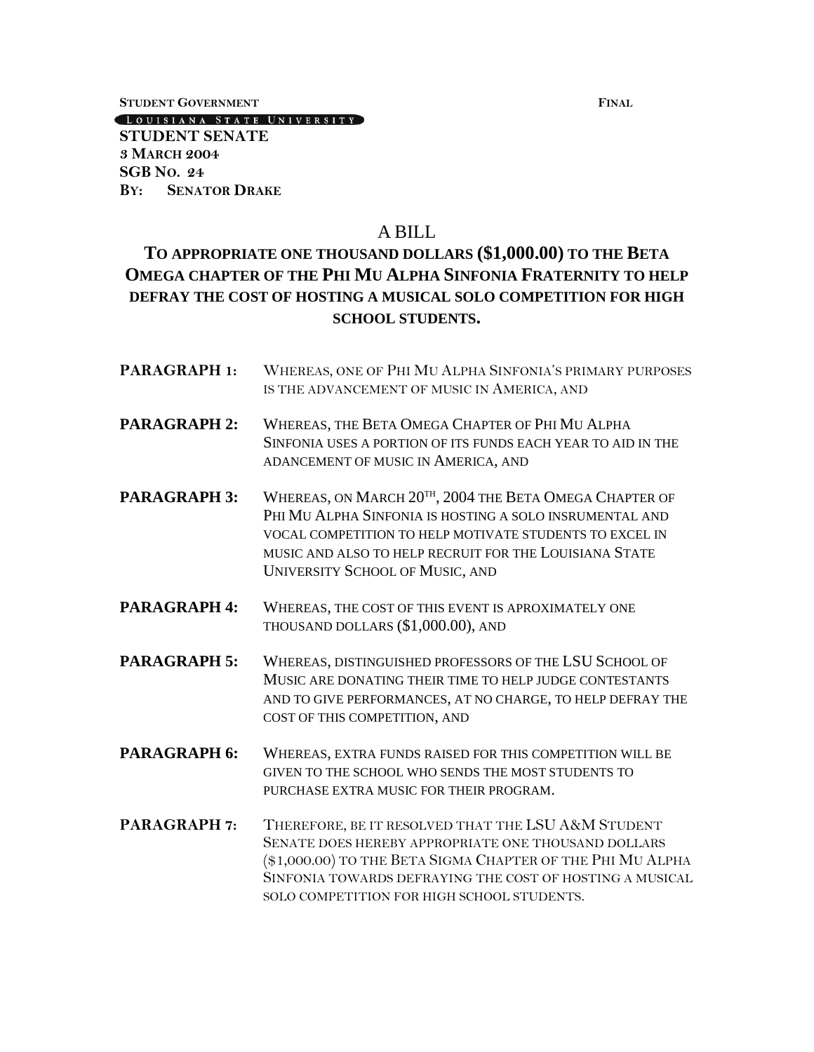**STUDENT GOVERNMENT** **FINAL**

LOUISIANA STATE UNIVERSITY

**STUDENT SENATE**
**3 MARCH 2004**
**SGB NO. 24**
**BY: SENATOR DRAKE**

# A BILL

## TO APPROPRIATE ONE THOUSAND DOLLARS ($1,000.00) TO THE BETA OMEGA CHAPTER OF THE PHI MU ALPHA SINFONIA FRATERNITY TO HELP DEFRAY THE COST OF HOSTING A MUSICAL SOLO COMPETITION FOR HIGH SCHOOL STUDENTS.

**PARAGRAPH 1:** WHEREAS, ONE OF PHI MU ALPHA SINFONIA'S PRIMARY PURPOSES IS THE ADVANCEMENT OF MUSIC IN AMERICA, AND

**PARAGRAPH 2:** WHEREAS, THE BETA OMEGA CHAPTER OF PHI MU ALPHA SINFONIA USES A PORTION OF ITS FUNDS EACH YEAR TO AID IN THE ADANCEMENT OF MUSIC IN AMERICA, AND

**PARAGRAPH 3:** WHEREAS, ON MARCH 20TH, 2004 THE BETA OMEGA CHAPTER OF PHI MU ALPHA SINFONIA IS HOSTING A SOLO INSRUMENTAL AND VOCAL COMPETITION TO HELP MOTIVATE STUDENTS TO EXCEL IN MUSIC AND ALSO TO HELP RECRUIT FOR THE LOUISIANA STATE UNIVERSITY SCHOOL OF MUSIC, AND

**PARAGRAPH 4:** WHEREAS, THE COST OF THIS EVENT IS APROXIMATELY ONE THOUSAND DOLLARS ($1,000.00), AND

**PARAGRAPH 5:** WHEREAS, DISTINGUISHED PROFESSORS OF THE LSU SCHOOL OF MUSIC ARE DONATING THEIR TIME TO HELP JUDGE CONTESTANTS AND TO GIVE PERFORMANCES, AT NO CHARGE, TO HELP DEFRAY THE COST OF THIS COMPETITION, AND

**PARAGRAPH 6:** WHEREAS, EXTRA FUNDS RAISED FOR THIS COMPETITION WILL BE GIVEN TO THE SCHOOL WHO SENDS THE MOST STUDENTS TO PURCHASE EXTRA MUSIC FOR THEIR PROGRAM.

**PARAGRAPH 7:** THEREFORE, BE IT RESOLVED THAT THE LSU A&M STUDENT SENATE DOES HEREBY APPROPRIATE ONE THOUSAND DOLLARS ($1,000.00) TO THE BETA SIGMA CHAPTER OF THE PHI MU ALPHA SINFONIA TOWARDS DEFRAYING THE COST OF HOSTING A MUSICAL SOLO COMPETITION FOR HIGH SCHOOL STUDENTS.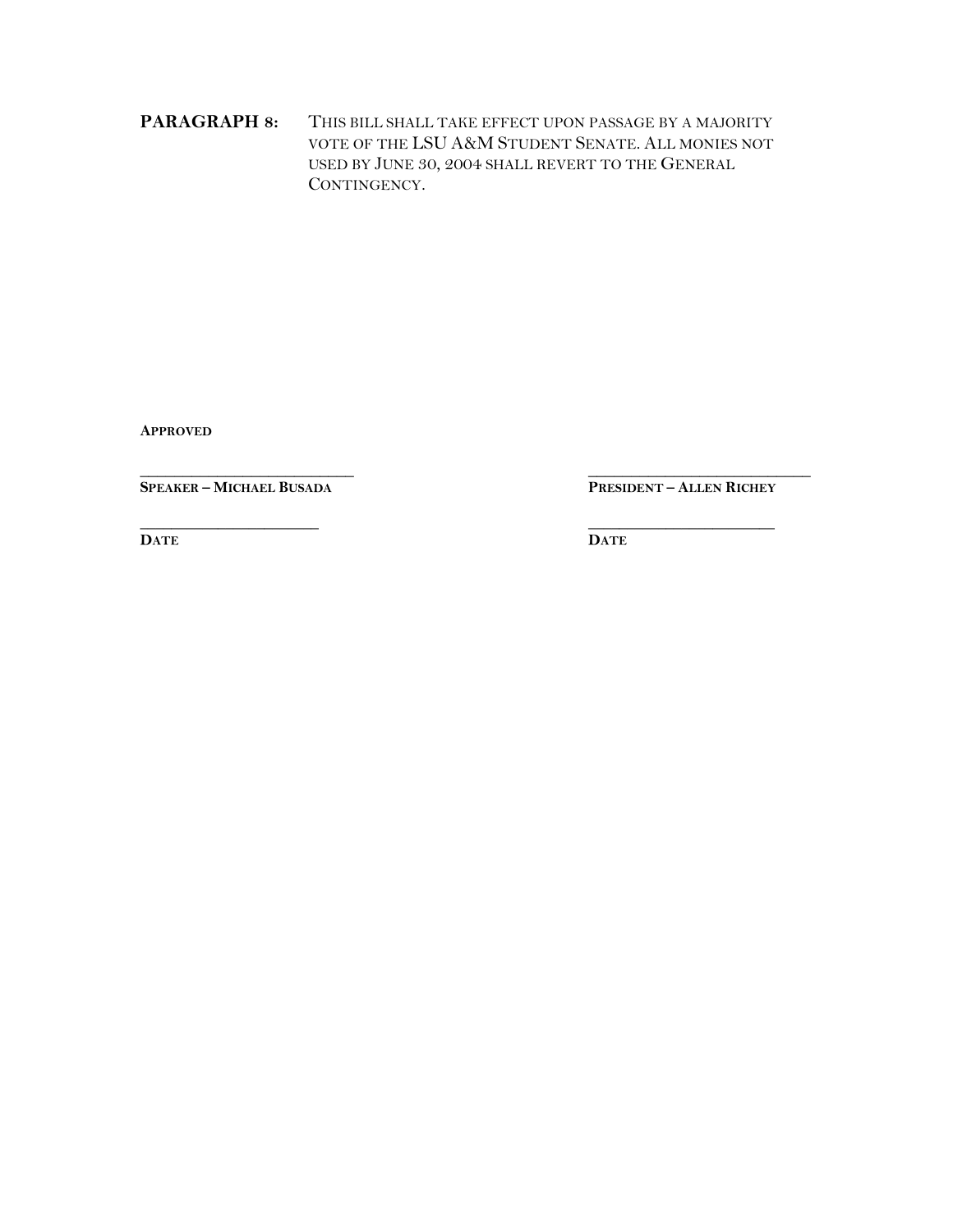**PARAGRAPH 8:** THIS BILL SHALL TAKE EFFECT UPON PASSAGE BY A MAJORITY VOTE OF THE LSU A&M STUDENT SENATE. ALL MONIES NOT USED BY JUNE 30, 2004 SHALL REVERT TO THE GENERAL CONTINGENCY.

**APPROVED**

| | |
|---|---|
| ______________________ | ______________________ |
| **SPEAKER – MICHAEL BUSADA** | **PRESIDENT – ALLEN RICHEY** |
| ______________________ | ______________________ |
| **DATE** | **DATE** |